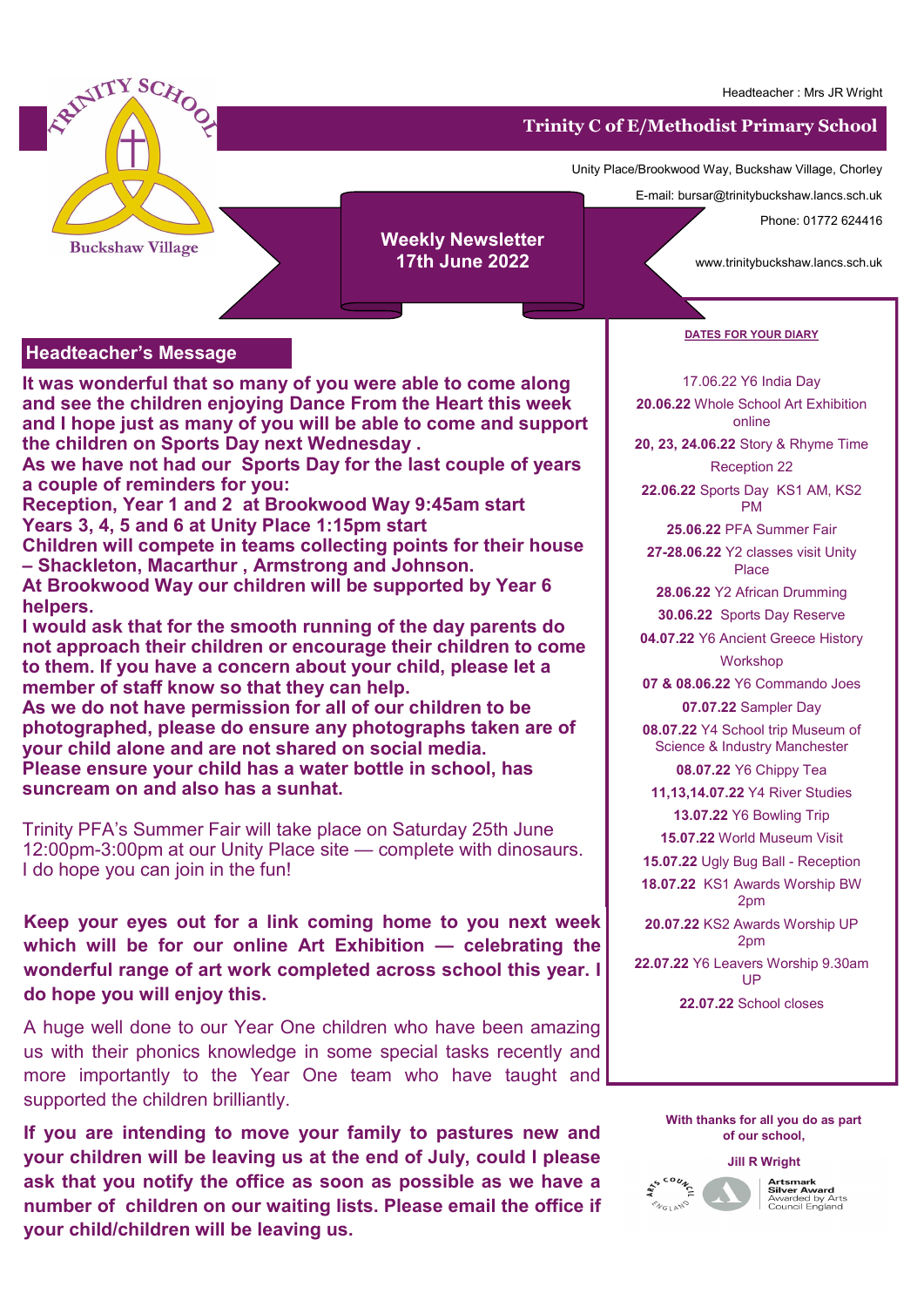Headteacher : Mrs JR Wright

# Trinity C of E/Methodist Primary School

TRINITY SCHOOL

Buckshaw Village

Unity Place/Brookwood Way, Buckshaw Village, Chorley

E-mail: bursar@trinitybuckshaw.lancs.sch.uk

Phone: 01772 624416

www.trinitybuckshaw.lancs.sch.uk

## Weekly Newsletter
## 17th June 2022

## Headteacher's Message

**It was wonderful that so many of you were able to come along and see the children enjoying Dance From the Heart this week and I hope just as many of you will be able to come and support the children on Sports Day next Wednesday .**

**As we have not had our Sports Day for the last couple of years a couple of reminders for you:**

**Reception, Year 1 and 2 at Brookwood Way 9:45am start**

**Years 3, 4, 5 and 6 at Unity Place 1:15pm start**

**Children will compete in teams collecting points for their house – Shackleton, Macarthur , Armstrong and Johnson.**

**At Brookwood Way our children will be supported by Year 6 helpers.**

**I would ask that for the smooth running of the day parents do not approach their children or encourage their children to come to them. If you have a concern about your child, please let a member of staff know so that they can help.**

**As we do not have permission for all of our children to be photographed, please do ensure any photographs taken are of your child alone and are not shared on social media.**

**Please ensure your child has a water bottle in school, has suncream on and also has a sunhat.**

Trinity PFA's Summer Fair will take place on Saturday 25th June 12:00pm-3:00pm at our Unity Place site — complete with dinosaurs. I do hope you can join in the fun!

**Keep your eyes out for a link coming home to you next week which will be for our online Art Exhibition — celebrating the wonderful range of art work completed across school this year. I do hope you will enjoy this.**

A huge well done to our Year One children who have been amazing us with their phonics knowledge in some special tasks recently and more importantly to the Year One team who have taught and supported the children brilliantly.

**If you are intending to move your family to pastures new and your children will be leaving us at the end of July, could I please ask that you notify the office as soon as possible as we have a number of children on our waiting lists. Please email the office if your child/children will be leaving us.**

### DATES FOR YOUR DIARY

17.06.22 Y6 India Day

**20.06.22** Whole School Art Exhibition online

**20, 23, 24.06.22** Story & Rhyme Time Reception 22

**22.06.22** Sports Day KS1 AM, KS2 PM

**25.06.22** PFA Summer Fair

**27-28.06.22** Y2 classes visit Unity Place

**28.06.22** Y2 African Drumming

**30.06.22** Sports Day Reserve

**04.07.22** Y6 Ancient Greece History Workshop

**07 & 08.06.22** Y6 Commando Joes

**07.07.22** Sampler Day

**08.07.22** Y4 School trip Museum of Science & Industry Manchester

**08.07.22** Y6 Chippy Tea

**11,13,14.07.22** Y4 River Studies

**13.07.22** Y6 Bowling Trip

**15.07.22** World Museum Visit

**15.07.22** Ugly Bug Ball - Reception

**18.07.22** KS1 Awards Worship BW 2pm

**20.07.22** KS2 Awards Worship UP 2pm

**22.07.22** Y6 Leavers Worship 9.30am UP

**22.07.22** School closes

**With thanks for all you do as part of our school,**

**Jill R Wright**

Artsmark Silver Award
Awarded by Arts Council England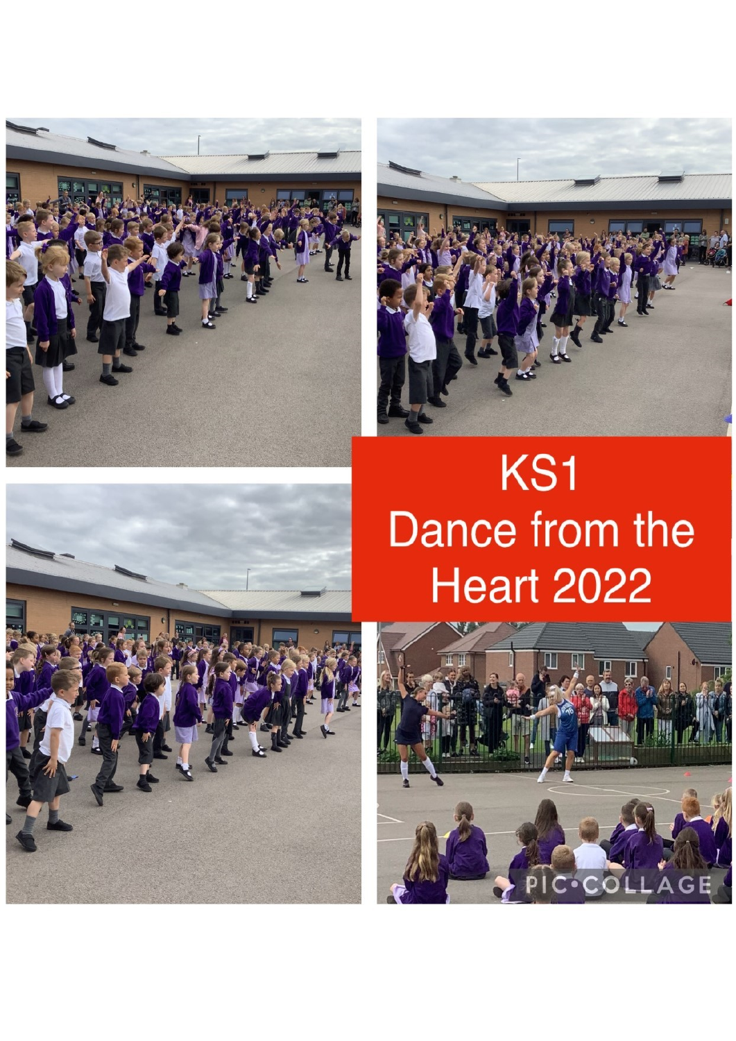KS1
Dance from the
Heart 2022